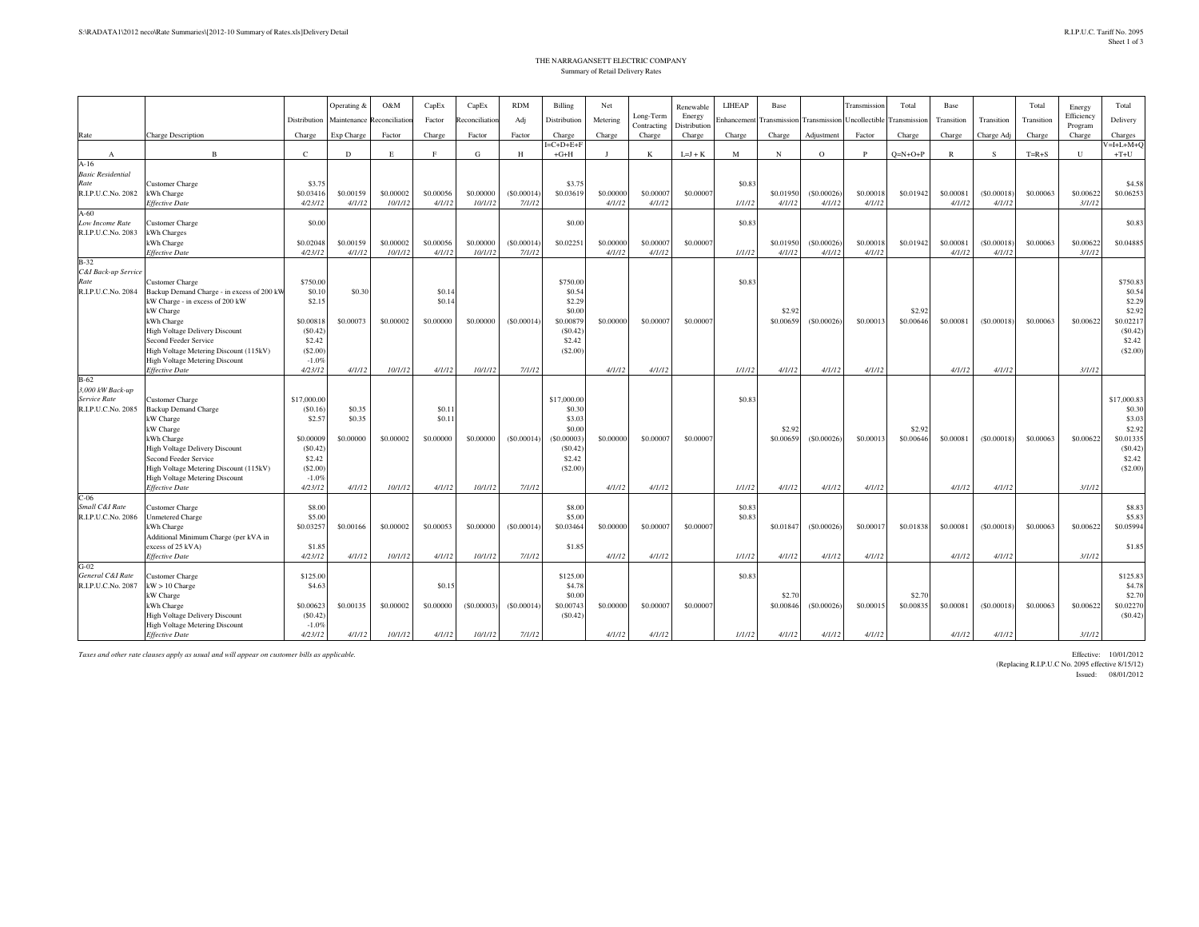THE NARRAGANSETT ELECTRIC COMPANY
Summary of Retail Delivery Rates

| Rate | Charge Description | Distribution Charge | Operating & Maintenance Exp Charge | O&M Reconciliation Factor | CapEx Factor Charge | CapEx Reconciliation Factor | RDM Adj Factor | Billing Distribution Charge | Net Metering Charge | Long-Term Contracting Charge | Renewable Energy Distribution Charge | LIHEAP Enhancement Charge | Base Transmission Charge | Transmission Adjustment | Transmission Uncollectible Factor | Total Transmission Charge | Base Transition Charge | Transition Charge Adj | Total Transition Charge | Energy Efficiency Program Charge | Total Delivery Charges |
|---|---|---|---|---|---|---|---|---|---|---|---|---|---|---|---|---|---|---|---|---|---|
| A | B | C | D | E | F | G | H | I=C+D+E+F+G+H | J | K | L=J + K | M | N | O | P | Q=N+O+P | R | S | T=R+S | U | V=I+L+M+Q+T+U |
| A-16 *Basic Residential Rate* R.I.P.U.C.No. 2082 | Customer Charge | $3.75 | | | | | | $3.75 | | | | $0.83 | | | | | | | | | $4.58 |
| | kWh Charge | $0.03416 | $0.00159 | $0.00002 | $0.00056 | $0.00000 | ($0.00014) | $0.03619 | $0.00000 | $0.00007 | $0.00007 | | $0.01950 | ($0.00026) | $0.00018 | $0.01942 | $0.00081 | ($0.00018) | $0.00063 | $0.00622 | $0.06253 |
| | *Effective Date* | *4/23/12* | *4/1/12* | *10/1/12* | *4/1/12* | *10/1/12* | *7/1/12* | | *4/1/12* | *4/1/12* | | *1/1/12* | *4/1/12* | *4/1/12* | *4/1/12* | | *4/1/12* | *4/1/12* | | *3/1/12* | |
| A-60 *Low Income Rate* R.I.P.U.C.No. 2083 | Customer Charge | $0.00 | | | | | | $0.00 | | | | $0.83 | | | | | | | | | $0.83 |
| | kWh Charges | | | | | | | | | | | | | | | | | | | | |
| | kWh Charge | $0.02048 | $0.00159 | $0.00002 | $0.00056 | $0.00000 | ($0.00014) | $0.02251 | $0.00000 | $0.00007 | $0.00007 | | $0.01950 | ($0.00026) | $0.00018 | $0.01942 | $0.00081 | ($0.00018) | $0.00063 | $0.00622 | $0.04885 |
| | *Effective Date* | *4/23/12* | *4/1/12* | *10/1/12* | *4/1/12* | *10/1/12* | *7/1/12* | | *4/1/12* | *4/1/12* | | *1/1/12* | *4/1/12* | *4/1/12* | *4/1/12* | | *4/1/12* | *4/1/12* | | *3/1/12* | |
| B-32 *C&I Back-up Service Rate* R.I.P.U.C.No. 2084 | Customer Charge | $750.00 | | | | | | $750.00 | | | | $0.83 | | | | | | | | | $750.83 |
| | Backup Demand Charge - in excess of 200 kW | $0.10 | $0.30 | | $0.14 | | | $0.54 | | | | | | | | | | | | | $0.54 |
| | kW Charge - in excess of 200 kW | $2.15 | | | $0.14 | | | $2.29 | | | | | | | | | | | | | $2.29 |
| | kW Charge | | | | | | | $0.00 | | | | | $2.92 | | | $2.92 | | | | | $2.92 |
| | kWh Charge | $0.00818 | $0.00073 | $0.00002 | $0.00000 | $0.00000 | ($0.00014) | $0.00879 | $0.00000 | $0.00007 | $0.00007 | | $0.00659 | ($0.00026) | $0.00013 | $0.00646 | $0.00081 | ($0.00018) | $0.00063 | $0.00622 | $0.02217 |
| | High Voltage Delivery Discount | ($0.42) | | | | | | ($0.42) | | | | | | | | | | | | | ($0.42) |
| | Second Feeder Service | $2.42 | | | | | | $2.42 | | | | | | | | | | | | | $2.42 |
| | High Voltage Metering Discount (115kV) | ($2.00) | | | | | | ($2.00) | | | | | | | | | | | | | ($2.00) |
| | High Voltage Metering Discount | -1.0% | | | | | | | | | | | | | | | | | | | |
| | *Effective Date* | *4/23/12* | *4/1/12* | *10/1/12* | *4/1/12* | *10/1/12* | *7/1/12* | | *4/1/12* | *4/1/12* | | *1/1/12* | *4/1/12* | *4/1/12* | *4/1/12* | | *4/1/12* | *4/1/12* | | *3/1/12* | |
| B-62 *3,000 kW Back-up Service Rate* R.I.P.U.C.No. 2085 | Customer Charge | $17,000.00 | | | | | | $17,000.00 | | | | $0.83 | | | | | | | | | $17,000.83 |
| | Backup Demand Charge | ($0.16) | $0.35 | | $0.11 | | | $0.30 | | | | | | | | | | | | | $0.30 |
| | kW Charge | $2.57 | $0.35 | | $0.11 | | | $3.03 | | | | | | | | | | | | | $3.03 |
| | kW Charge | | | | | | | $0.00 | | | | | $2.92 | | | $2.92 | | | | | $2.92 |
| | kWh Charge | $0.00009 | $0.00000 | $0.00002 | $0.00000 | $0.00000 | ($0.00014) | ($0.00003) | $0.00000 | $0.00007 | $0.00007 | | $0.00659 | ($0.00026) | $0.00013 | $0.00646 | $0.00081 | ($0.00018) | $0.00063 | $0.00622 | $0.01335 |
| | High Voltage Delivery Discount | ($0.42) | | | | | | ($0.42) | | | | | | | | | | | | | ($0.42) |
| | Second Feeder Service | $2.42 | | | | | | $2.42 | | | | | | | | | | | | | $2.42 |
| | High Voltage Metering Discount (115kV) | ($2.00) | | | | | | ($2.00) | | | | | | | | | | | | | ($2.00) |
| | High Voltage Metering Discount | -1.0% | | | | | | | | | | | | | | | | | | | |
| | *Effective Date* | *4/23/12* | *4/1/12* | *10/1/12* | *4/1/12* | *10/1/12* | *7/1/12* | | *4/1/12* | *4/1/12* | | *1/1/12* | *4/1/12* | *4/1/12* | *4/1/12* | | *4/1/12* | *4/1/12* | | *3/1/12* | |
| C-06 *Small C&I Rate* R.I.P.U.C.No. 2086 | Customer Charge | $8.00 | | | | | | $8.00 | | | | $0.83 | | | | | | | | | $8.83 |
| | Unmetered Charge | $5.00 | | | | | | $5.00 | | | | $0.83 | | | | | | | | | $5.83 |
| | kWh Charge | $0.03257 | $0.00166 | $0.00002 | $0.00053 | $0.00000 | ($0.00014) | $0.03464 | $0.00000 | $0.00007 | $0.00007 | | $0.01847 | ($0.00026) | $0.00017 | $0.01838 | $0.00081 | ($0.00018) | $0.00063 | $0.00622 | $0.05994 |
| | Additional Minimum Charge (per kVA in excess of 25 kVA) | $1.85 | | | | | | $1.85 | | | | | | | | | | | | | $1.85 |
| | *Effective Date* | *4/23/12* | *4/1/12* | *10/1/12* | *4/1/12* | *10/1/12* | *7/1/12* | | *4/1/12* | *4/1/12* | | *1/1/12* | *4/1/12* | *4/1/12* | *4/1/12* | | *4/1/12* | *4/1/12* | | *3/1/12* | |
| G-02 *General C&I Rate* R.I.P.U.C.No. 2087 | Customer Charge | $125.00 | | | | | | $125.00 | | | | $0.83 | | | | | | | | | $125.83 |
| | kW > 10 Charge | $4.63 | | | $0.15 | | | $4.78 | | | | | | | | | | | | | $4.78 |
| | kW Charge | | | | | | | $0.00 | | | | | $2.70 | | | $2.70 | | | | | $2.70 |
| | kWh Charge | $0.00623 | $0.00135 | $0.00002 | $0.00000 | ($0.00003) | ($0.00014) | $0.00743 | $0.00000 | $0.00007 | $0.00007 | | $0.00846 | ($0.00026) | $0.00015 | $0.00835 | $0.00081 | ($0.00018) | $0.00063 | $0.00622 | $0.02270 |
| | High Voltage Delivery Discount | ($0.42) | | | | | | ($0.42) | | | | | | | | | | | | | ($0.42) |
| | High Voltage Metering Discount | -1.0% | | | | | | | | | | | | | | | | | | | |
| | *Effective Date* | *4/23/12* | *4/1/12* | *10/1/12* | *4/1/12* | *10/1/12* | *7/1/12* | | *4/1/12* | *4/1/12* | | *1/1/12* | *4/1/12* | *4/1/12* | *4/1/12* | | *4/1/12* | *4/1/12* | | *3/1/12* | |

*Taxes and other rate clauses apply as usual and will appear on customer bills as applicable.*

Effective: 10/01/2012
(Replacing R.I.P.U.C No. 2095 effective 8/15/12)
Issued: 08/01/2012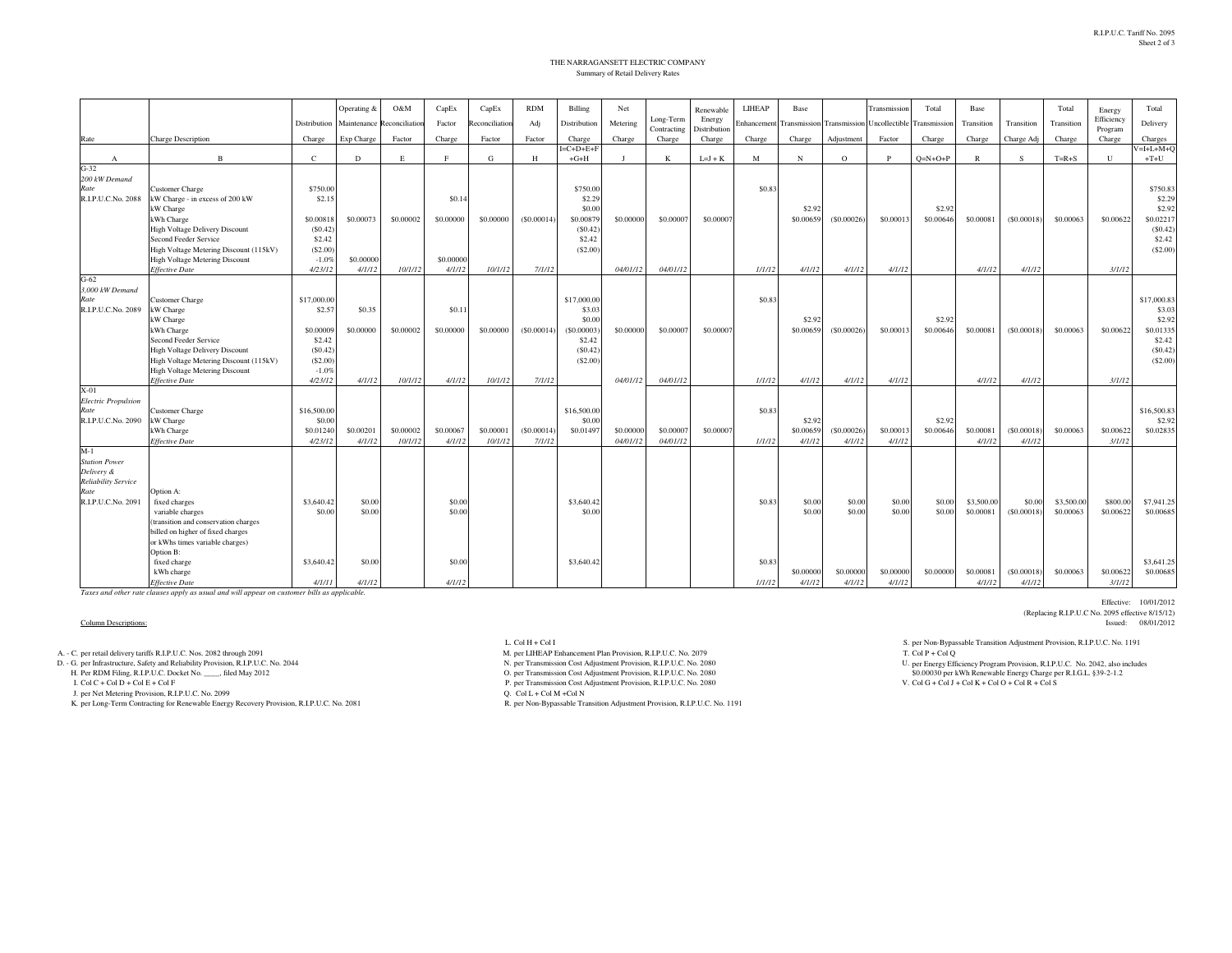THE NARRAGANSETT ELECTRIC COMPANY
Summary of Retail Delivery Rates

| Rate | Charge Description | Distribution Charge | Operating & Maintenance Exp Charge | O&M Reconciliation Factor | CapEx Factor Charge | CapEx Reconciliation Factor | RDM Adj Factor | Billing Distribution Charge | Net Metering Charge | Long-Term Contracting Charge | Renewable Energy Distribution Charge | LIHEAP Enhancement Charge | Base Transmission Charge | Transmission Adjustment | Transmission Uncollectible Factor | Total Transmission Charge | Base Transition Charge | Transition Charge Adj | Total Transition Charge | Energy Efficiency Program Charge | Total Delivery Charges |
|---|---|---|---|---|---|---|---|---|---|---|---|---|---|---|---|---|---|---|---|---|---|
| | | | | | | | | I=C+D+E+F+G+H | | | | | | | | | | | | | V=I+L+M+Q+T+U |
| A | B | C | D | E | F | G | H | I | J | K | L=J + K | M | N | O | P | Q=N+O+P | R | S | T=R+S | U | |
| G-32 200 kW Demand Rate | Customer Charge | $750.00 | | | | | | $750.00 | | | | $0.83 | | | | | | | | | $750.83 |
| R.I.P.U.C.No. 2088 | kW Charge - in excess of 200 kW | $2.15 | | | $0.14 | | | $2.29 | | | | | | | | | | | | | $2.29 |
| | kW Charge | | | | | | | $0.00 | | | | | $2.92 | | | $2.92 | | | | | $2.92 |
| | kWh Charge | $0.00818 | $0.00073 | $0.00002 | $0.00000 | $0.00000 | ($0.00014) | $0.00879 | $0.00000 | $0.00007 | $0.00007 | | $0.00659 | ($0.00026) | $0.00013 | $0.00646 | $0.00081 | ($0.00018) | $0.00063 | $0.00622 | $0.02217 |
| | High Voltage Delivery Discount | ($0.42) | | | | | | ($0.42) | | | | | | | | | | | | | ($0.42) |
| | Second Feeder Service | $2.42 | | | | | | $2.42 | | | | | | | | | | | | | $2.42 |
| | High Voltage Metering Discount (115kV) | ($2.00) | | | | | | ($2.00) | | | | | | | | | | | | | ($2.00) |
| | High Voltage Metering Discount | -1.0% | $0.00000 | | $0.00000 | | | | | | | | | | | | | | | | |
| | *Effective Date* | *4/23/12* | *4/1/12* | *10/1/12* | *4/1/12* | *10/1/12* | *7/1/12* | | *04/01/12* | *04/01/12* | | *1/1/12* | *4/1/12* | *4/1/12* | *4/1/12* | | *4/1/12* | *4/1/12* | | *3/1/12* | |
| G-62 3,000 kW Demand Rate | Customer Charge | $17,000.00 | | | | | | $17,000.00 | | | | $0.83 | | | | | | | | | $17,000.83 |
| R.I.P.U.C.No. 2089 | kW Charge | $2.57 | $0.35 | | $0.11 | | | $3.03 | | | | | | | | | | | | | $3.03 |
| | kW Charge | | | | | | | $0.00 | | | | | $2.92 | | | $2.92 | | | | | $2.92 |
| | kWh Charge | $0.00009 | $0.00000 | $0.00002 | $0.00000 | $0.00000 | ($0.00014) | ($0.00003) | $0.00000 | $0.00007 | $0.00007 | | $0.00659 | ($0.00026) | $0.00013 | $0.00646 | $0.00081 | ($0.00018) | $0.00063 | $0.00622 | $0.01335 |
| | Second Feeder Service | $2.42 | | | | | | $2.42 | | | | | | | | | | | | | $2.42 |
| | High Voltage Delivery Discount | ($0.42) | | | | | | ($0.42) | | | | | | | | | | | | | ($0.42) |
| | High Voltage Metering Discount (115kV) | ($2.00) | | | | | | ($2.00) | | | | | | | | | | | | | ($2.00) |
| | High Voltage Metering Discount | -1.0% | | | | | | | | | | | | | | | | | | | |
| | *Effective Date* | *4/23/12* | *4/1/12* | *10/1/12* | *4/1/12* | *10/1/12* | *7/1/12* | | *04/01/12* | *04/01/12* | | *1/1/12* | *4/1/12* | *4/1/12* | *4/1/12* | | *4/1/12* | *4/1/12* | | *3/1/12* | |
| X-01 Electric Propulsion Rate | Customer Charge | $16,500.00 | | | | | | $16,500.00 | | | | $0.83 | | | | | | | | | $16,500.83 |
| R.I.P.U.C.No. 2090 | kW Charge | $0.00 | | | | | | $0.00 | | | | | $2.92 | | | $2.92 | | | | | $2.92 |
| | kWh Charge | $0.01240 | $0.00201 | $0.00002 | $0.00067 | $0.00001 | ($0.00014) | $0.01497 | $0.00000 | $0.00007 | $0.00007 | | $0.00659 | ($0.00026) | $0.00013 | $0.00646 | $0.00081 | ($0.00018) | $0.00063 | $0.00622 | $0.02835 |
| | *Effective Date* | *4/23/12* | *4/1/12* | *10/1/12* | *4/1/12* | *10/1/12* | *7/1/12* | | *04/01/12* | *04/01/12* | | *1/1/12* | *4/1/12* | *4/1/12* | *4/1/12* | | *4/1/12* | *4/1/12* | | *3/1/12* | |
| M-1 Station Power Delivery & Reliability Service Rate | Option A: | | | | | | | | | | | | | | | | | | | | |
| R.I.P.U.C.No. 2091 | fixed charges | $3,640.42 | $0.00 | | $0.00 | | | $3,640.42 | | | | $0.83 | $0.00 | $0.00 | $0.00 | $0.00 | $3,500.00 | $0.00 | $3,500.00 | $800.00 | $7,941.25 |
| | variable charges | $0.00 | $0.00 | | $0.00 | | | $0.00 | | | | | $0.00 | $0.00 | $0.00 | $0.00 | $0.00081 | ($0.00018) | $0.00063 | $0.00622 | $0.00685 |
| | (transition and conservation charges billed on higher of fixed charges or kWhs times variable charges) | | | | | | | | | | | | | | | | | | | | |
| | Option B: | | | | | | | | | | | | | | | | | | | | |
| | fixed charge | $3,640.42 | $0.00 | | $0.00 | | | $3,640.42 | | | | $0.83 | | | | | | | | | $3,641.25 |
| | kWh charge | | | | | | | | | | | | $0.00000 | $0.00000 | $0.00000 | $0.00000 | $0.00081 | ($0.00018) | $0.00063 | $0.00622 | $0.00685 |
| | *Effective Date* | *4/1/11* | *4/1/12* | | *4/1/12* | | | | | | | *1/1/12* | *4/1/12* | *4/1/12* | *4/1/12* | | *4/1/12* | *4/1/12* | | *3/1/12* | |

*Taxes and other rate clauses apply as usual and will appear on customer bills as applicable.*

Effective: 10/01/2012
(Replacing R.I.P.U.C No. 2095 effective 8/15/12)
Issued: 08/01/2012

Column Descriptions:

A. - C. per retail delivery tariffs R.I.P.U.C. Nos. 2082 through 2091
D. - G. per Infrastructure, Safety and Reliability Provision, R.I.P.U.C. No. 2044
H. Per RDM Filing, R.I.P.U.C. Docket No. ____, filed May 2012
I. Col C + Col D + Col E + Col F
J. per Net Metering Provision, R.I.P.U.C. No. 2099
K. per Long-Term Contracting for Renewable Energy Recovery Provision, R.I.P.U.C. No. 2081
L. Col H + Col I
M. per LIHEAP Enhancement Plan Provision, R.I.P.U.C. No. 2079
N. per Transmission Cost Adjustment Provision, R.I.P.U.C. No. 2080
O. per Transmission Cost Adjustment Provision, R.I.P.U.C. No. 2080
P. per Transmission Cost Adjustment Provision, R.I.P.U.C. No. 2080
Q. Col L + Col M +Col N
R. per Non-Bypassable Transition Adjustment Provision, R.I.P.U.C. No. 1191
S. per Non-Bypassable Transition Adjustment Provision, R.I.P.U.C. No. 1191
T. Col P + Col Q
U. per Energy Efficiency Program Provision, R.I.P.U.C. No. 2042, also includes $0.00030 per kWh Renewable Energy Charge per R.I.G.L. §39-2-1.2
V. Col G + Col J + Col K + Col O + Col R + Col S